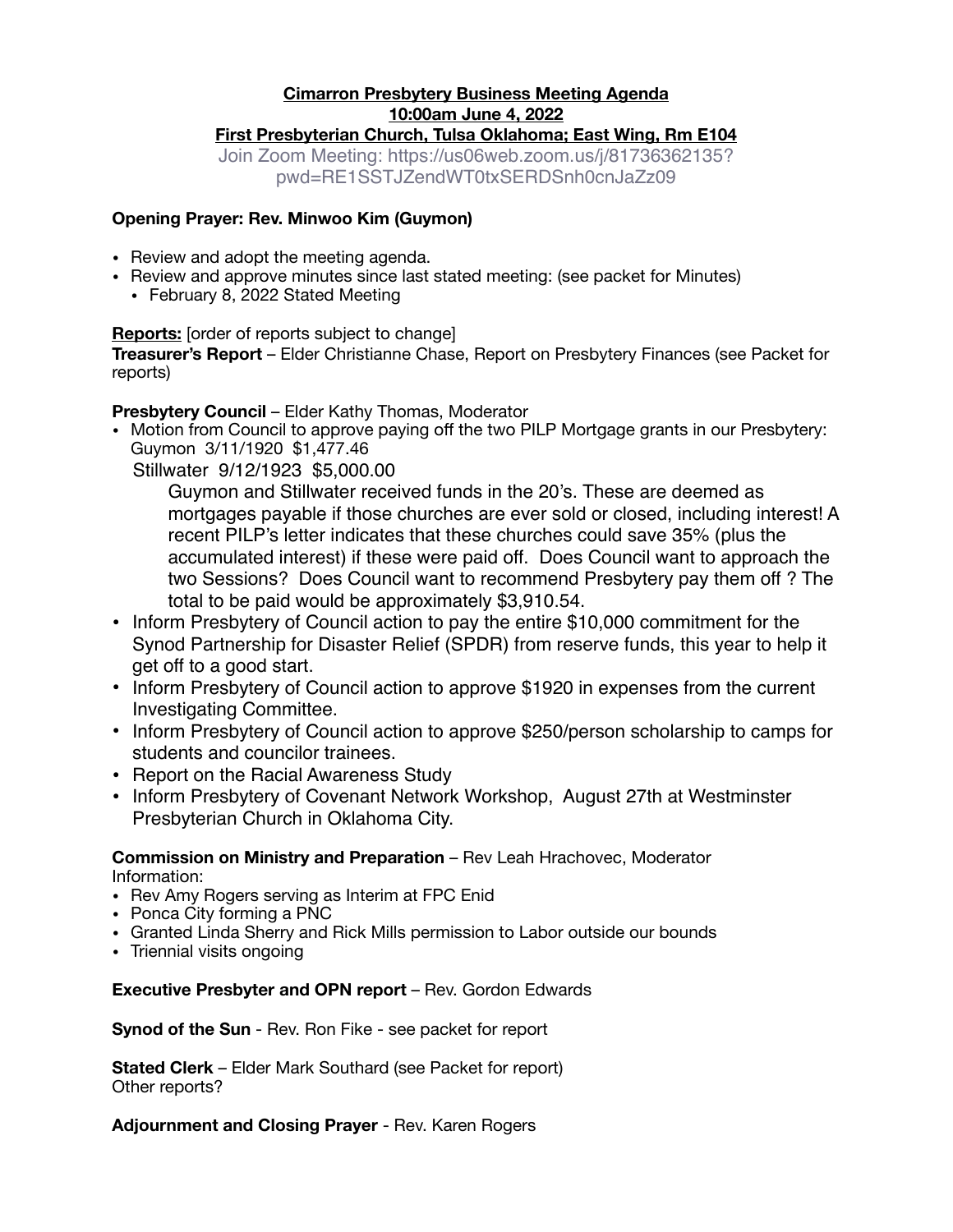# Cimarron Presbytery Business Meeting Agenda
## 10:00am June 4, 2022
## First Presbyterian Church, Tulsa Oklahoma; East Wing, Rm E104

Join Zoom Meeting: https://us06web.zoom.us/j/81736362135?pwd=RE1SSTJZendWT0txSERDSnh0cnJaZz09

**Opening Prayer: Rev. Minwoo Kim (Guymon)**

- Review and adopt the meeting agenda.
- Review and approve minutes since last stated meeting: (see packet for Minutes)
  - February 8, 2022 Stated Meeting

**Reports:** [order of reports subject to change]

**Treasurer's Report** – Elder Christianne Chase, Report on Presbytery Finances (see Packet for reports)

**Presbytery Council** – Elder Kathy Thomas, Moderator

- Motion from Council to approve paying off the two PILP Mortgage grants in our Presbytery:
  Guymon 3/11/1920 $1,477.46
  Stillwater 9/12/1923 $5,000.00

  Guymon and Stillwater received funds in the 20's. These are deemed as mortgages payable if those churches are ever sold or closed, including interest! A recent PILP's letter indicates that these churches could save 35% (plus the accumulated interest) if these were paid off. Does Council want to approach the two Sessions? Does Council want to recommend Presbytery pay them off ? The total to be paid would be approximately $3,910.54.
- Inform Presbytery of Council action to pay the entire $10,000 commitment for the Synod Partnership for Disaster Relief (SPDR) from reserve funds, this year to help it get off to a good start.
- Inform Presbytery of Council action to approve $1920 in expenses from the current Investigating Committee.
- Inform Presbytery of Council action to approve $250/person scholarship to camps for students and councilor trainees.
- Report on the Racial Awareness Study
- Inform Presbytery of Covenant Network Workshop, August 27th at Westminster Presbyterian Church in Oklahoma City.

**Commission on Ministry and Preparation** – Rev Leah Hrachovec, Moderator
Information:

- Rev Amy Rogers serving as Interim at FPC Enid
- Ponca City forming a PNC
- Granted Linda Sherry and Rick Mills permission to Labor outside our bounds
- Triennial visits ongoing

**Executive Presbyter and OPN report** – Rev. Gordon Edwards

**Synod of the Sun** - Rev. Ron Fike - see packet for report

**Stated Clerk** – Elder Mark Southard (see Packet for report)
Other reports?

**Adjournment and Closing Prayer** - Rev. Karen Rogers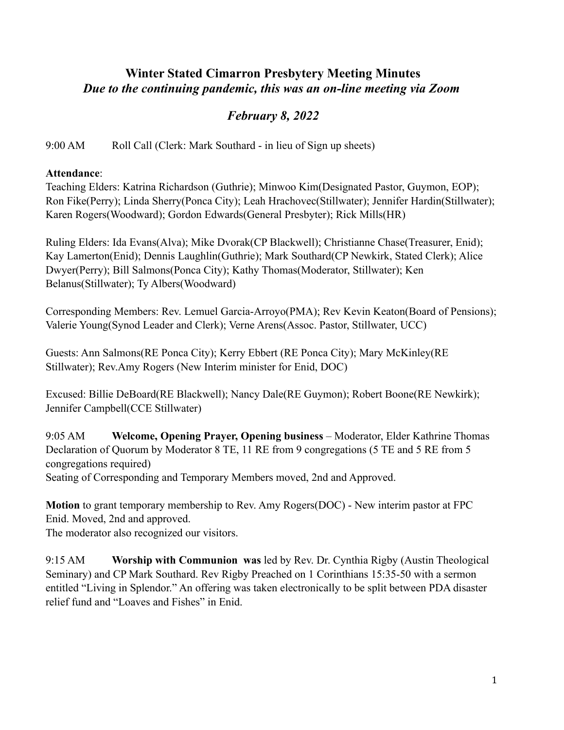# Winter Stated Cimarron Presbytery Meeting Minutes

***Due to the continuing pandemic, this was an on-line meeting via Zoom***

***February 8, 2022***

9:00 AM  Roll Call (Clerk: Mark Southard - in lieu of Sign up sheets)

**Attendance**:

Teaching Elders: Katrina Richardson (Guthrie); Minwoo Kim(Designated Pastor, Guymon, EOP); Ron Fike(Perry); Linda Sherry(Ponca City); Leah Hrachovec(Stillwater); Jennifer Hardin(Stillwater); Karen Rogers(Woodward); Gordon Edwards(General Presbyter); Rick Mills(HR)

Ruling Elders: Ida Evans(Alva); Mike Dvorak(CP Blackwell); Christianne Chase(Treasurer, Enid); Kay Lamerton(Enid); Dennis Laughlin(Guthrie); Mark Southard(CP Newkirk, Stated Clerk); Alice Dwyer(Perry); Bill Salmons(Ponca City); Kathy Thomas(Moderator, Stillwater); Ken Belanus(Stillwater); Ty Albers(Woodward)

Corresponding Members: Rev. Lemuel Garcia-Arroyo(PMA); Rev Kevin Keaton(Board of Pensions); Valerie Young(Synod Leader and Clerk); Verne Arens(Assoc. Pastor, Stillwater, UCC)

Guests: Ann Salmons(RE Ponca City); Kerry Ebbert (RE Ponca City); Mary McKinley(RE Stillwater); Rev.Amy Rogers (New Interim minister for Enid, DOC)

Excused: Billie DeBoard(RE Blackwell); Nancy Dale(RE Guymon); Robert Boone(RE Newkirk); Jennifer Campbell(CCE Stillwater)

9:05 AM  **Welcome, Opening Prayer, Opening business** – Moderator, Elder Kathrine Thomas
Declaration of Quorum by Moderator 8 TE, 11 RE from 9 congregations (5 TE and 5 RE from 5 congregations required)
Seating of Corresponding and Temporary Members moved, 2nd and Approved.

**Motion** to grant temporary membership to Rev. Amy Rogers(DOC) - New interim pastor at FPC Enid. Moved, 2nd and approved.
The moderator also recognized our visitors.

9:15 AM  **Worship with Communion was** led by Rev. Dr. Cynthia Rigby (Austin Theological Seminary) and CP Mark Southard. Rev Rigby Preached on 1 Corinthians 15:35-50 with a sermon entitled "Living in Splendor." An offering was taken electronically to be split between PDA disaster relief fund and "Loaves and Fishes" in Enid.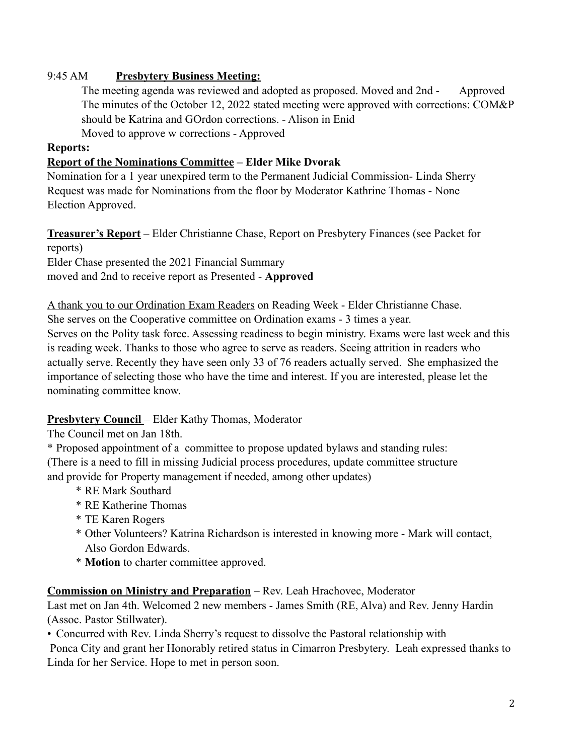9:45 AM **Presbytery Business Meeting:**

The meeting agenda was reviewed and adopted as proposed. Moved and 2nd - Approved
The minutes of the October 12, 2022 stated meeting were approved with corrections: COM&P should be Katrina and GOrdon corrections. - Alison in Enid
Moved to approve w corrections - Approved

**Reports:**

**Report of the Nominations Committee – Elder Mike Dvorak**

Nomination for a 1 year unexpired term to the Permanent Judicial Commission- Linda Sherry
Request was made for Nominations from the floor by Moderator Kathrine Thomas - None
Election Approved.

**Treasurer's Report** – Elder Christianne Chase, Report on Presbytery Finances (see Packet for reports)
Elder Chase presented the 2021 Financial Summary
moved and 2nd to receive report as Presented - **Approved**

A thank you to our Ordination Exam Readers on Reading Week - Elder Christianne Chase.
She serves on the Cooperative committee on Ordination exams - 3 times a year.
Serves on the Polity task force. Assessing readiness to begin ministry. Exams were last week and this is reading week. Thanks to those who agree to serve as readers. Seeing attrition in readers who actually serve. Recently they have seen only 33 of 76 readers actually served. She emphasized the importance of selecting those who have the time and interest. If you are interested, please let the nominating committee know.

**Presbytery Council** – Elder Kathy Thomas, Moderator

The Council met on Jan 18th.

* Proposed appointment of a committee to propose updated bylaws and standing rules:
(There is a need to fill in missing Judicial process procedures, update committee structure and provide for Property management if needed, among other updates)

  * RE Mark Southard
  * RE Katherine Thomas
  * TE Karen Rogers
  * Other Volunteers? Katrina Richardson is interested in knowing more - Mark will contact, Also Gordon Edwards.
  * **Motion** to charter committee approved.

**Commission on Ministry and Preparation** – Rev. Leah Hrachovec, Moderator

Last met on Jan 4th. Welcomed 2 new members - James Smith (RE, Alva) and Rev. Jenny Hardin (Assoc. Pastor Stillwater).

- Concurred with Rev. Linda Sherry's request to dissolve the Pastoral relationship with Ponca City and grant her Honorably retired status in Cimarron Presbytery. Leah expressed thanks to Linda for her Service. Hope to met in person soon.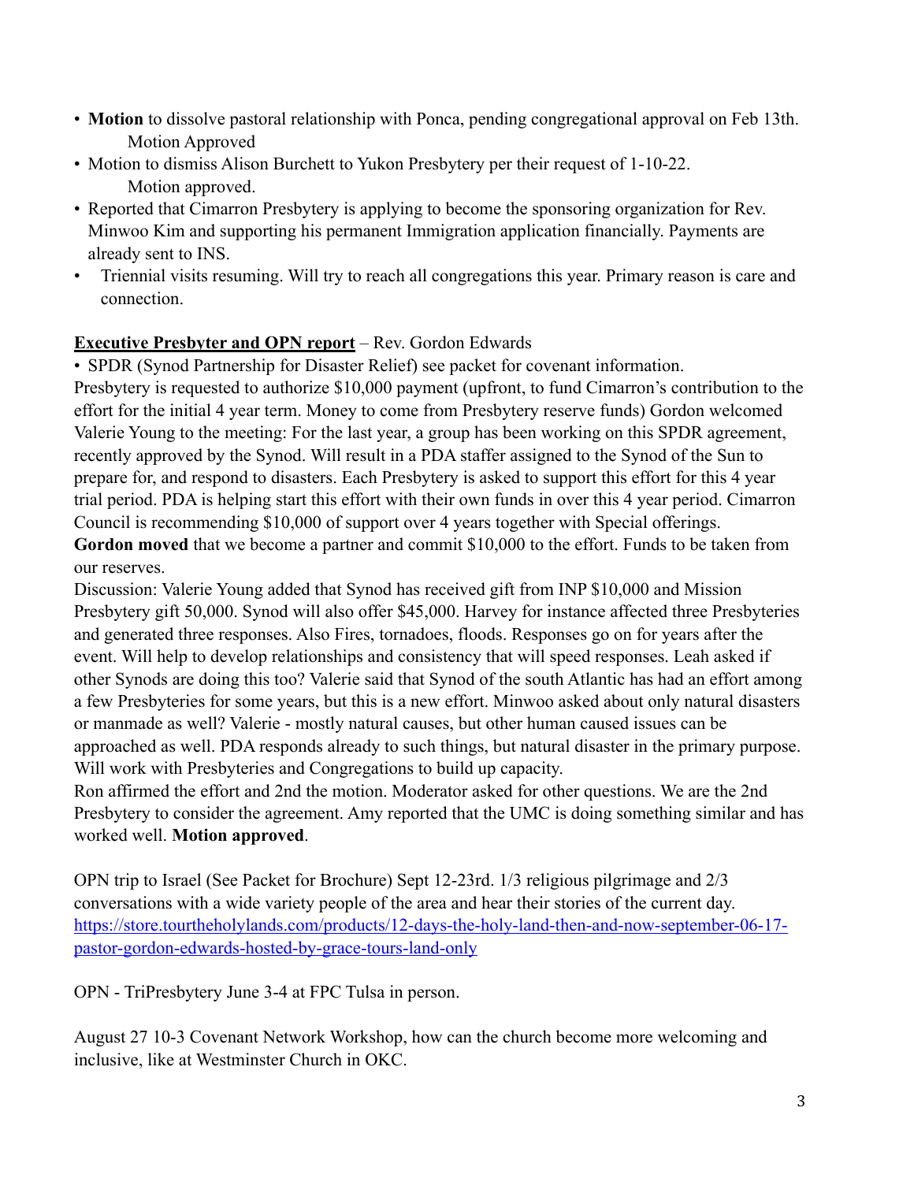- **Motion** to dissolve pastoral relationship with Ponca, pending congregational approval on Feb 13th.
  Motion Approved
- Motion to dismiss Alison Burchett to Yukon Presbytery per their request of 1-10-22.
  Motion approved.
- Reported that Cimarron Presbytery is applying to become the sponsoring organization for Rev. Minwoo Kim and supporting his permanent Immigration application financially. Payments are already sent to INS.
- Triennial visits resuming. Will try to reach all congregations this year. Primary reason is care and connection.

**Executive Presbyter and OPN report** – Rev. Gordon Edwards

- SPDR (Synod Partnership for Disaster Relief) see packet for covenant information.

Presbytery is requested to authorize $10,000 payment (upfront, to fund Cimarron's contribution to the effort for the initial 4 year term. Money to come from Presbytery reserve funds) Gordon welcomed Valerie Young to the meeting: For the last year, a group has been working on this SPDR agreement, recently approved by the Synod. Will result in a PDA staffer assigned to the Synod of the Sun to prepare for, and respond to disasters. Each Presbytery is asked to support this effort for this 4 year trial period. PDA is helping start this effort with their own funds in over this 4 year period. Cimarron Council is recommending $10,000 of support over 4 years together with Special offerings.
**Gordon moved** that we become a partner and commit $10,000 to the effort. Funds to be taken from our reserves.
Discussion: Valerie Young added that Synod has received gift from INP $10,000 and Mission Presbytery gift 50,000. Synod will also offer $45,000. Harvey for instance affected three Presbyteries and generated three responses. Also Fires, tornadoes, floods. Responses go on for years after the event. Will help to develop relationships and consistency that will speed responses. Leah asked if other Synods are doing this too? Valerie said that Synod of the south Atlantic has had an effort among a few Presbyteries for some years, but this is a new effort. Minwoo asked about only natural disasters or manmade as well? Valerie - mostly natural causes, but other human caused issues can be approached as well. PDA responds already to such things, but natural disaster in the primary purpose. Will work with Presbyteries and Congregations to build up capacity.
Ron affirmed the effort and 2nd the motion. Moderator asked for other questions. We are the 2nd Presbytery to consider the agreement. Amy reported that the UMC is doing something similar and has worked well. **Motion approved**.

OPN trip to Israel (See Packet for Brochure) Sept 12-23rd. 1/3 religious pilgrimage and 2/3 conversations with a wide variety people of the area and hear their stories of the current day.
https://store.tourtheholylands.com/products/12-days-the-holy-land-then-and-now-september-06-17-pastor-gordon-edwards-hosted-by-grace-tours-land-only

OPN - TriPresbytery June 3-4 at FPC Tulsa in person.

August 27 10-3 Covenant Network Workshop, how can the church become more welcoming and inclusive, like at Westminster Church in OKC.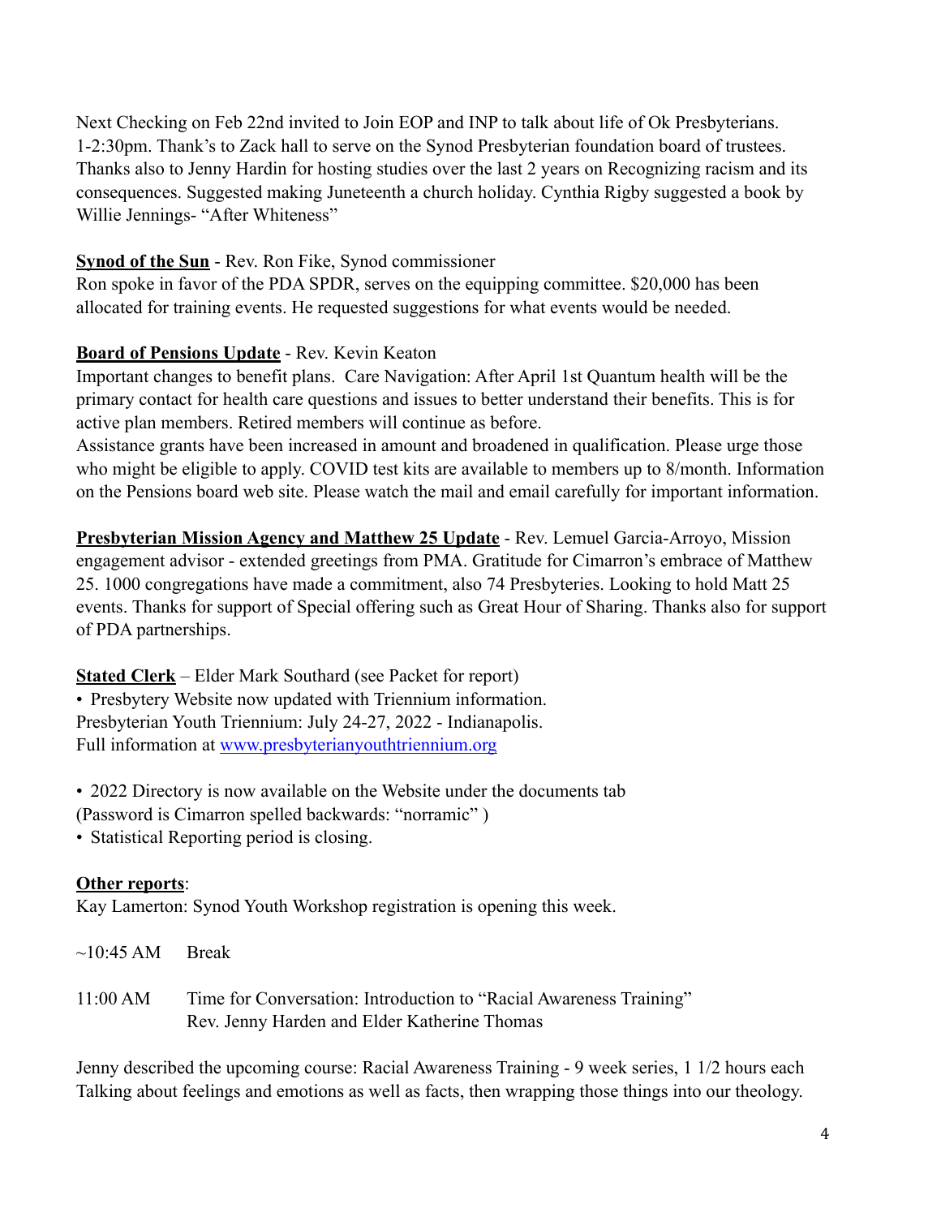Next Checking on Feb 22nd invited to Join EOP and INP to talk about life of Ok Presbyterians. 1-2:30pm. Thank's to Zack hall to serve on the Synod Presbyterian foundation board of trustees. Thanks also to Jenny Hardin for hosting studies over the last 2 years on Recognizing racism and its consequences. Suggested making Juneteenth a church holiday. Cynthia Rigby suggested a book by Willie Jennings- "After Whiteness"

**Synod of the Sun** - Rev. Ron Fike, Synod commissioner
Ron spoke in favor of the PDA SPDR, serves on the equipping committee. $20,000 has been allocated for training events. He requested suggestions for what events would be needed.

**Board of Pensions Update** - Rev. Kevin Keaton
Important changes to benefit plans. Care Navigation: After April 1st Quantum health will be the primary contact for health care questions and issues to better understand their benefits. This is for active plan members. Retired members will continue as before.
Assistance grants have been increased in amount and broadened in qualification. Please urge those who might be eligible to apply. COVID test kits are available to members up to 8/month. Information on the Pensions board web site. Please watch the mail and email carefully for important information.

**Presbyterian Mission Agency and Matthew 25 Update** - Rev. Lemuel Garcia-Arroyo, Mission engagement advisor - extended greetings from PMA. Gratitude for Cimarron's embrace of Matthew 25. 1000 congregations have made a commitment, also 74 Presbyteries. Looking to hold Matt 25 events. Thanks for support of Special offering such as Great Hour of Sharing. Thanks also for support of PDA partnerships.

**Stated Clerk** – Elder Mark Southard (see Packet for report)
• Presbytery Website now updated with Triennium information.
Presbyterian Youth Triennium: July 24-27, 2022 - Indianapolis.
Full information at [www.presbyterianyouthtriennium.org](http://www.presbyterianyouthtriennium.org)

• 2022 Directory is now available on the Website under the documents tab
(Password is Cimarron spelled backwards: "norramic" )
• Statistical Reporting period is closing.

**Other reports**:
Kay Lamerton: Synod Youth Workshop registration is opening this week.

~10:45 AM Break

11:00 AM Time for Conversation: Introduction to "Racial Awareness Training"
Rev. Jenny Harden and Elder Katherine Thomas

Jenny described the upcoming course: Racial Awareness Training - 9 week series, 1 1/2 hours each Talking about feelings and emotions as well as facts, then wrapping those things into our theology.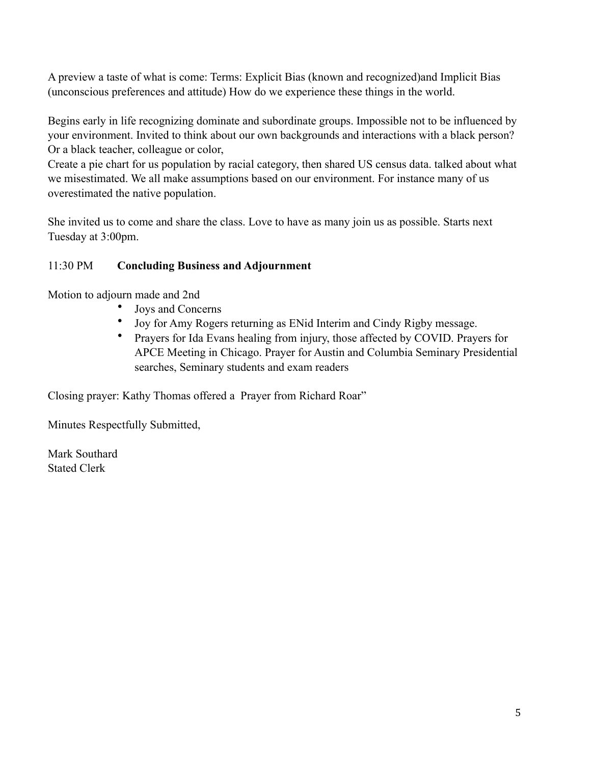A preview a taste of what is come: Terms: Explicit Bias (known and recognized)and Implicit Bias (unconscious preferences and attitude) How do we experience these things in the world.

Begins early in life recognizing dominate and subordinate groups. Impossible not to be influenced by your environment. Invited to think about our own backgrounds and interactions with a black person? Or a black teacher, colleague or color,
Create a pie chart for us population by racial category, then shared US census data. talked about what we misestimated. We all make assumptions based on our environment. For instance many of us overestimated the native population.

She invited us to come and share the class. Love to have as many join us as possible. Starts next Tuesday at 3:00pm.

11:30 PM **Concluding Business and Adjournment**

Motion to adjourn made and 2nd

- Joys and Concerns
- Joy for Amy Rogers returning as ENid Interim and Cindy Rigby message.
- Prayers for Ida Evans healing from injury, those affected by COVID. Prayers for APCE Meeting in Chicago. Prayer for Austin and Columbia Seminary Presidential searches, Seminary students and exam readers

Closing prayer: Kathy Thomas offered a Prayer from Richard Roar"

Minutes Respectfully Submitted,

Mark Southard
Stated Clerk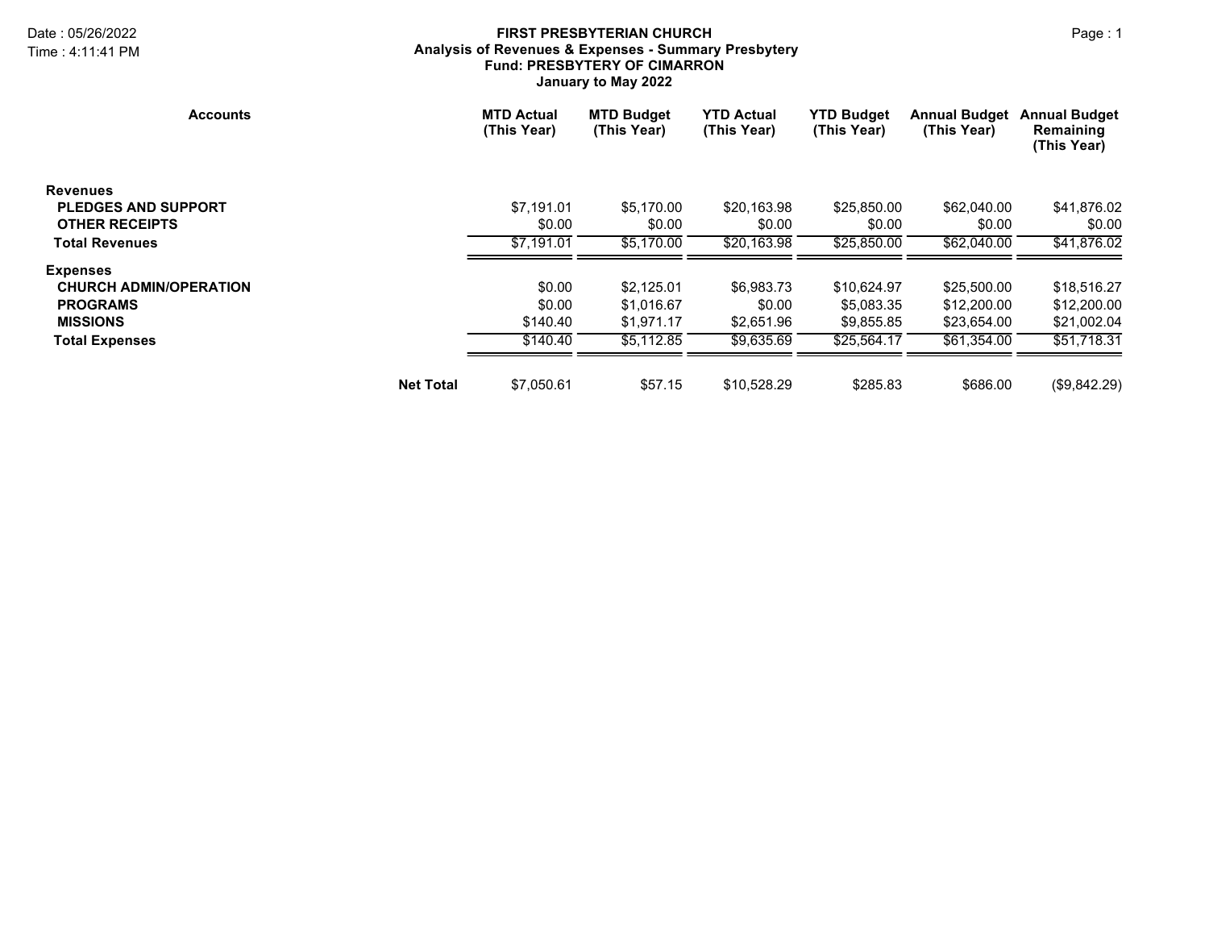**FIRST PRESBYTERIAN CHURCH**
**Analysis of Revenues & Expenses - Summary Presbytery**
**Fund: PRESBYTERY OF CIMARRON**
**January to May 2022**

Date : 05/26/2022
Time : 4:11:41 PM

| Accounts | MTD Actual (This Year) | MTD Budget (This Year) | YTD Actual (This Year) | YTD Budget (This Year) | Annual Budget (This Year) | Annual Budget Remaining (This Year) |
|---|---|---|---|---|---|---|
| **Revenues** | | | | | | |
| **PLEDGES AND SUPPORT** | $7,191.01 | $5,170.00 | $20,163.98 | $25,850.00 | $62,040.00 | $41,876.02 |
| **OTHER RECEIPTS** | $0.00 | $0.00 | $0.00 | $0.00 | $0.00 | $0.00 |
| **Total Revenues** | $7,191.01 | $5,170.00 | $20,163.98 | $25,850.00 | $62,040.00 | $41,876.02 |
| **Expenses** | | | | | | |
| **CHURCH ADMIN/OPERATION** | $0.00 | $2,125.01 | $6,983.73 | $10,624.97 | $25,500.00 | $18,516.27 |
| **PROGRAMS** | $0.00 | $1,016.67 | $0.00 | $5,083.35 | $12,200.00 | $12,200.00 |
| **MISSIONS** | $140.40 | $1,971.17 | $2,651.96 | $9,855.85 | $23,654.00 | $21,002.04 |
| **Total Expenses** | $140.40 | $5,112.85 | $9,635.69 | $25,564.17 | $61,354.00 | $51,718.31 |
| **Net Total** | $7,050.61 | $57.15 | $10,528.29 | $285.83 | $686.00 | ($9,842.29) |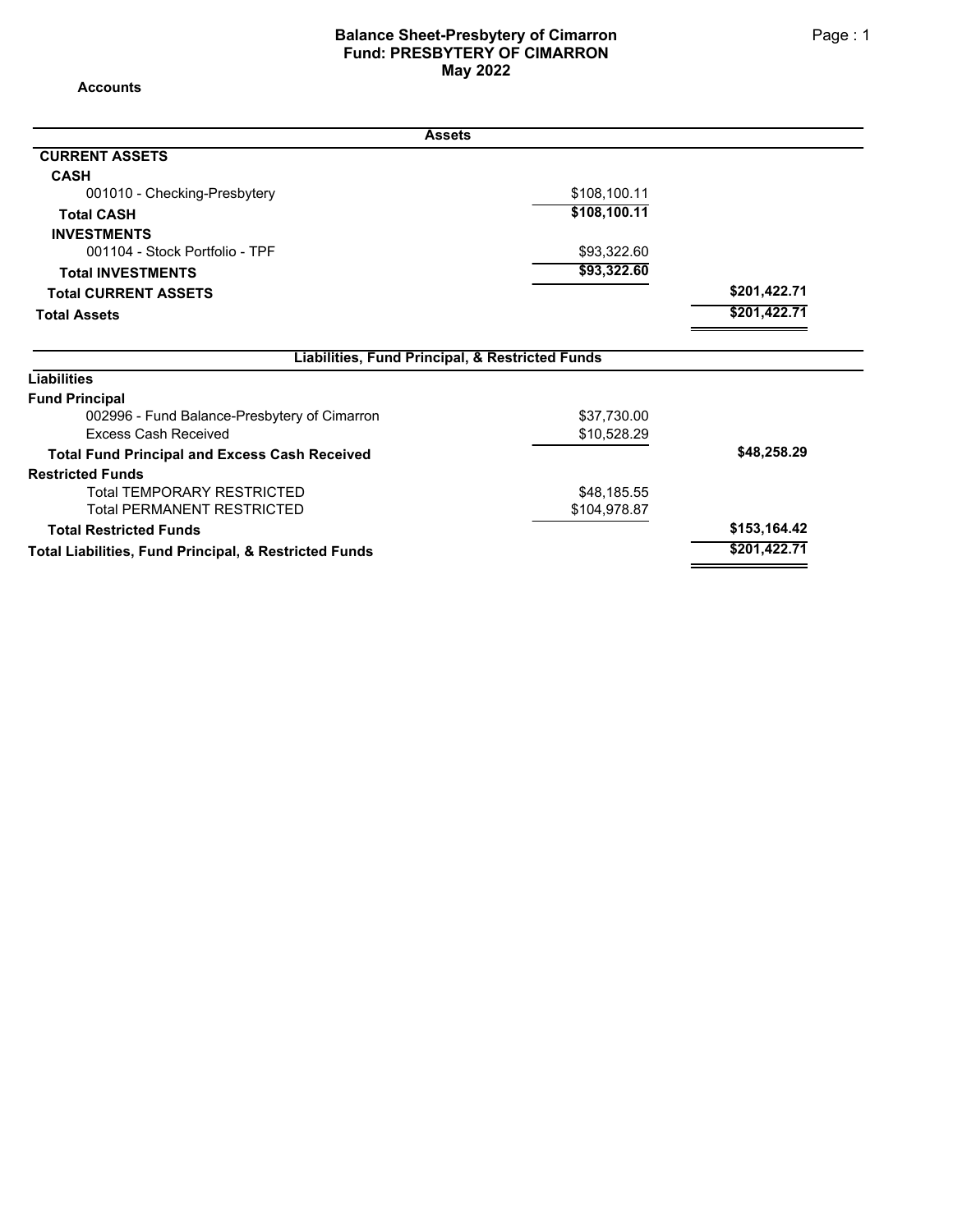# Balance Sheet-Presbytery of Cimarron
## Fund: PRESBYTERY OF CIMARRON
## May 2022

**Accounts**

| Assets | | |
|---|---|---|
| **CURRENT ASSETS** | | |
| **CASH** | | |
| 001010 - Checking-Presbytery | $108,100.11 | |
| **Total CASH** | **$108,100.11** | |
| **INVESTMENTS** | | |
| 001104 - Stock Portfolio - TPF | $93,322.60 | |
| **Total INVESTMENTS** | **$93,322.60** | |
| **Total CURRENT ASSETS** | | **$201,422.71** |
| **Total Assets** | | **$201,422.71** |

| Liabilities, Fund Principal, & Restricted Funds | | |
|---|---|---|
| **Liabilities** | | |
| **Fund Principal** | | |
| 002996 - Fund Balance-Presbytery of Cimarron | $37,730.00 | |
| Excess Cash Received | $10,528.29 | |
| **Total Fund Principal and Excess Cash Received** | | **$48,258.29** |
| **Restricted Funds** | | |
| Total TEMPORARY RESTRICTED | $48,185.55 | |
| Total PERMANENT RESTRICTED | $104,978.87 | |
| **Total Restricted Funds** | | **$153,164.42** |
| **Total Liabilities, Fund Principal, & Restricted Funds** | | **$201,422.71** |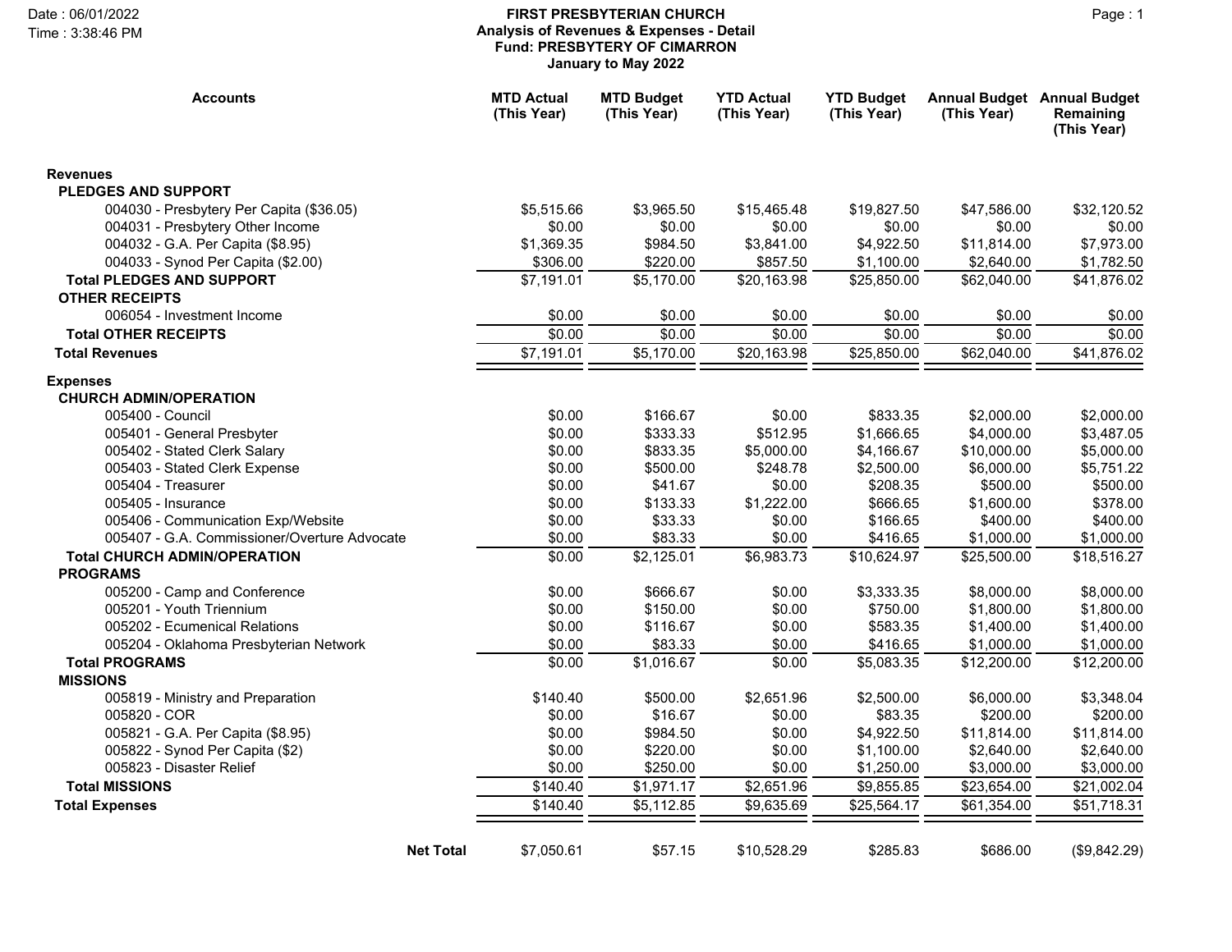Date : 06/01/2022
Time : 3:38:46 PM

# FIRST PRESBYTERIAN CHURCH

## Analysis of Revenues & Expenses - Detail

### Fund: PRESBYTERY OF CIMARRON

### January to May 2022

| Accounts | MTD Actual (This Year) | MTD Budget (This Year) | YTD Actual (This Year) | YTD Budget (This Year) | Annual Budget (This Year) | Annual Budget Remaining (This Year) |
|---|---|---|---|---|---|---|
| **Revenues** | | | | | | |
| **PLEDGES AND SUPPORT** | | | | | | |
| 004030 - Presbytery Per Capita ($36.05) | $5,515.66 | $3,965.50 | $15,465.48 | $19,827.50 | $47,586.00 | $32,120.52 |
| 004031 - Presbytery Other Income | $0.00 | $0.00 | $0.00 | $0.00 | $0.00 | $0.00 |
| 004032 - G.A. Per Capita ($8.95) | $1,369.35 | $984.50 | $3,841.00 | $4,922.50 | $11,814.00 | $7,973.00 |
| 004033 - Synod Per Capita ($2.00) | $306.00 | $220.00 | $857.50 | $1,100.00 | $2,640.00 | $1,782.50 |
| **Total PLEDGES AND SUPPORT** | $7,191.01 | $5,170.00 | $20,163.98 | $25,850.00 | $62,040.00 | $41,876.02 |
| **OTHER RECEIPTS** | | | | | | |
| 006054 - Investment Income | $0.00 | $0.00 | $0.00 | $0.00 | $0.00 | $0.00 |
| **Total OTHER RECEIPTS** | $0.00 | $0.00 | $0.00 | $0.00 | $0.00 | $0.00 |
| **Total Revenues** | $7,191.01 | $5,170.00 | $20,163.98 | $25,850.00 | $62,040.00 | $41,876.02 |
| **Expenses** | | | | | | |
| **CHURCH ADMIN/OPERATION** | | | | | | |
| 005400 - Council | $0.00 | $166.67 | $0.00 | $833.35 | $2,000.00 | $2,000.00 |
| 005401 - General Presbyter | $0.00 | $333.33 | $512.95 | $1,666.65 | $4,000.00 | $3,487.05 |
| 005402 - Stated Clerk Salary | $0.00 | $833.35 | $5,000.00 | $4,166.67 | $10,000.00 | $5,000.00 |
| 005403 - Stated Clerk Expense | $0.00 | $500.00 | $248.78 | $2,500.00 | $6,000.00 | $5,751.22 |
| 005404 - Treasurer | $0.00 | $41.67 | $0.00 | $208.35 | $500.00 | $500.00 |
| 005405 - Insurance | $0.00 | $133.33 | $1,222.00 | $666.65 | $1,600.00 | $378.00 |
| 005406 - Communication Exp/Website | $0.00 | $33.33 | $0.00 | $166.65 | $400.00 | $400.00 |
| 005407 - G.A. Commissioner/Overture Advocate | $0.00 | $83.33 | $0.00 | $416.65 | $1,000.00 | $1,000.00 |
| **Total CHURCH ADMIN/OPERATION** | $0.00 | $2,125.01 | $6,983.73 | $10,624.97 | $25,500.00 | $18,516.27 |
| **PROGRAMS** | | | | | | |
| 005200 - Camp and Conference | $0.00 | $666.67 | $0.00 | $3,333.35 | $8,000.00 | $8,000.00 |
| 005201 - Youth Triennium | $0.00 | $150.00 | $0.00 | $750.00 | $1,800.00 | $1,800.00 |
| 005202 - Ecumenical Relations | $0.00 | $116.67 | $0.00 | $583.35 | $1,400.00 | $1,400.00 |
| 005204 - Oklahoma Presbyterian Network | $0.00 | $83.33 | $0.00 | $416.65 | $1,000.00 | $1,000.00 |
| **Total PROGRAMS** | $0.00 | $1,016.67 | $0.00 | $5,083.35 | $12,200.00 | $12,200.00 |
| **MISSIONS** | | | | | | |
| 005819 - Ministry and Preparation | $140.40 | $500.00 | $2,651.96 | $2,500.00 | $6,000.00 | $3,348.04 |
| 005820 - COR | $0.00 | $16.67 | $0.00 | $83.35 | $200.00 | $200.00 |
| 005821 - G.A. Per Capita ($8.95) | $0.00 | $984.50 | $0.00 | $4,922.50 | $11,814.00 | $11,814.00 |
| 005822 - Synod Per Capita ($2) | $0.00 | $220.00 | $0.00 | $1,100.00 | $2,640.00 | $2,640.00 |
| 005823 - Disaster Relief | $0.00 | $250.00 | $0.00 | $1,250.00 | $3,000.00 | $3,000.00 |
| **Total MISSIONS** | $140.40 | $1,971.17 | $2,651.96 | $9,855.85 | $23,654.00 | $21,002.04 |
| **Total Expenses** | $140.40 | $5,112.85 | $9,635.69 | $25,564.17 | $61,354.00 | $51,718.31 |
| **Net Total** | $7,050.61 | $57.15 | $10,528.29 | $285.83 | $686.00 | ($9,842.29) |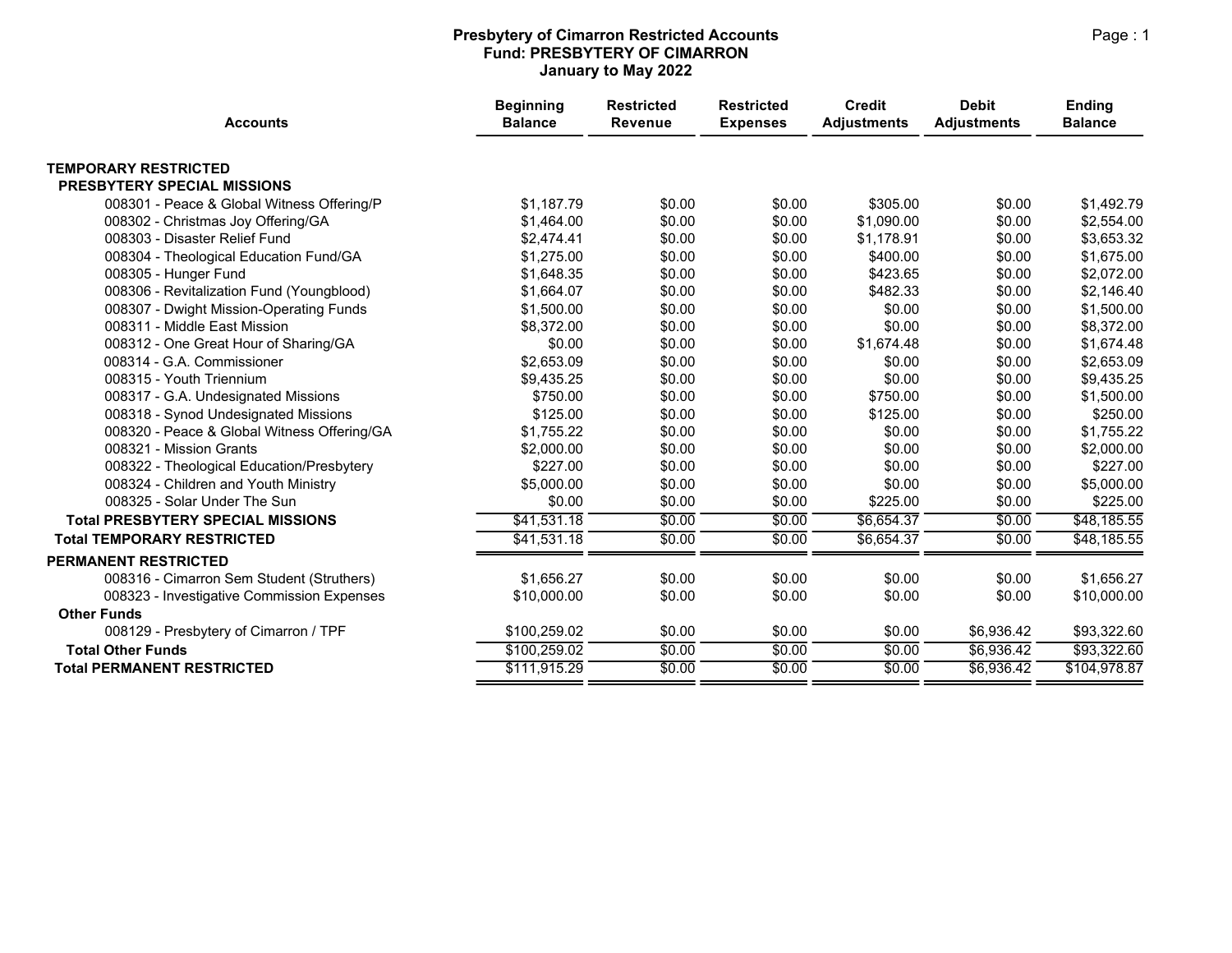# Presbytery of Cimarron Restricted Accounts
## Fund: PRESBYTERY OF CIMARRON
### January to May 2022

| Accounts | Beginning Balance | Restricted Revenue | Restricted Expenses | Credit Adjustments | Debit Adjustments | Ending Balance |
|---|---|---|---|---|---|---|
| **TEMPORARY RESTRICTED** | | | | | | |
| **PRESBYTERY SPECIAL MISSIONS** | | | | | | |
| 008301 - Peace & Global Witness Offering/P | $1,187.79 | $0.00 | $0.00 | $305.00 | $0.00 | $1,492.79 |
| 008302 - Christmas Joy Offering/GA | $1,464.00 | $0.00 | $0.00 | $1,090.00 | $0.00 | $2,554.00 |
| 008303 - Disaster Relief Fund | $2,474.41 | $0.00 | $0.00 | $1,178.91 | $0.00 | $3,653.32 |
| 008304 - Theological Education Fund/GA | $1,275.00 | $0.00 | $0.00 | $400.00 | $0.00 | $1,675.00 |
| 008305 - Hunger Fund | $1,648.35 | $0.00 | $0.00 | $423.65 | $0.00 | $2,072.00 |
| 008306 - Revitalization Fund (Youngblood) | $1,664.07 | $0.00 | $0.00 | $482.33 | $0.00 | $2,146.40 |
| 008307 - Dwight Mission-Operating Funds | $1,500.00 | $0.00 | $0.00 | $0.00 | $0.00 | $1,500.00 |
| 008311 - Middle East Mission | $8,372.00 | $0.00 | $0.00 | $0.00 | $0.00 | $8,372.00 |
| 008312 - One Great Hour of Sharing/GA | $0.00 | $0.00 | $0.00 | $1,674.48 | $0.00 | $1,674.48 |
| 008314 - G.A. Commissioner | $2,653.09 | $0.00 | $0.00 | $0.00 | $0.00 | $2,653.09 |
| 008315 - Youth Triennium | $9,435.25 | $0.00 | $0.00 | $0.00 | $0.00 | $9,435.25 |
| 008317 - G.A. Undesignated Missions | $750.00 | $0.00 | $0.00 | $750.00 | $0.00 | $1,500.00 |
| 008318 - Synod Undesignated Missions | $125.00 | $0.00 | $0.00 | $125.00 | $0.00 | $250.00 |
| 008320 - Peace & Global Witness Offering/GA | $1,755.22 | $0.00 | $0.00 | $0.00 | $0.00 | $1,755.22 |
| 008321 - Mission Grants | $2,000.00 | $0.00 | $0.00 | $0.00 | $0.00 | $2,000.00 |
| 008322 - Theological Education/Presbytery | $227.00 | $0.00 | $0.00 | $0.00 | $0.00 | $227.00 |
| 008324 - Children and Youth Ministry | $5,000.00 | $0.00 | $0.00 | $0.00 | $0.00 | $5,000.00 |
| 008325 - Solar Under The Sun | $0.00 | $0.00 | $0.00 | $225.00 | $0.00 | $225.00 |
| **Total PRESBYTERY SPECIAL MISSIONS** | $41,531.18 | $0.00 | $0.00 | $6,654.37 | $0.00 | $48,185.55 |
| **Total TEMPORARY RESTRICTED** | $41,531.18 | $0.00 | $0.00 | $6,654.37 | $0.00 | $48,185.55 |
| **PERMANENT RESTRICTED** | | | | | | |
| 008316 - Cimarron Sem Student (Struthers) | $1,656.27 | $0.00 | $0.00 | $0.00 | $0.00 | $1,656.27 |
| 008323 - Investigative Commission Expenses | $10,000.00 | $0.00 | $0.00 | $0.00 | $0.00 | $10,000.00 |
| **Other Funds** | | | | | | |
| 008129 - Presbytery of Cimarron / TPF | $100,259.02 | $0.00 | $0.00 | $0.00 | $6,936.42 | $93,322.60 |
| **Total Other Funds** | $100,259.02 | $0.00 | $0.00 | $0.00 | $6,936.42 | $93,322.60 |
| **Total PERMANENT RESTRICTED** | $111,915.29 | $0.00 | $0.00 | $0.00 | $6,936.42 | $104,978.87 |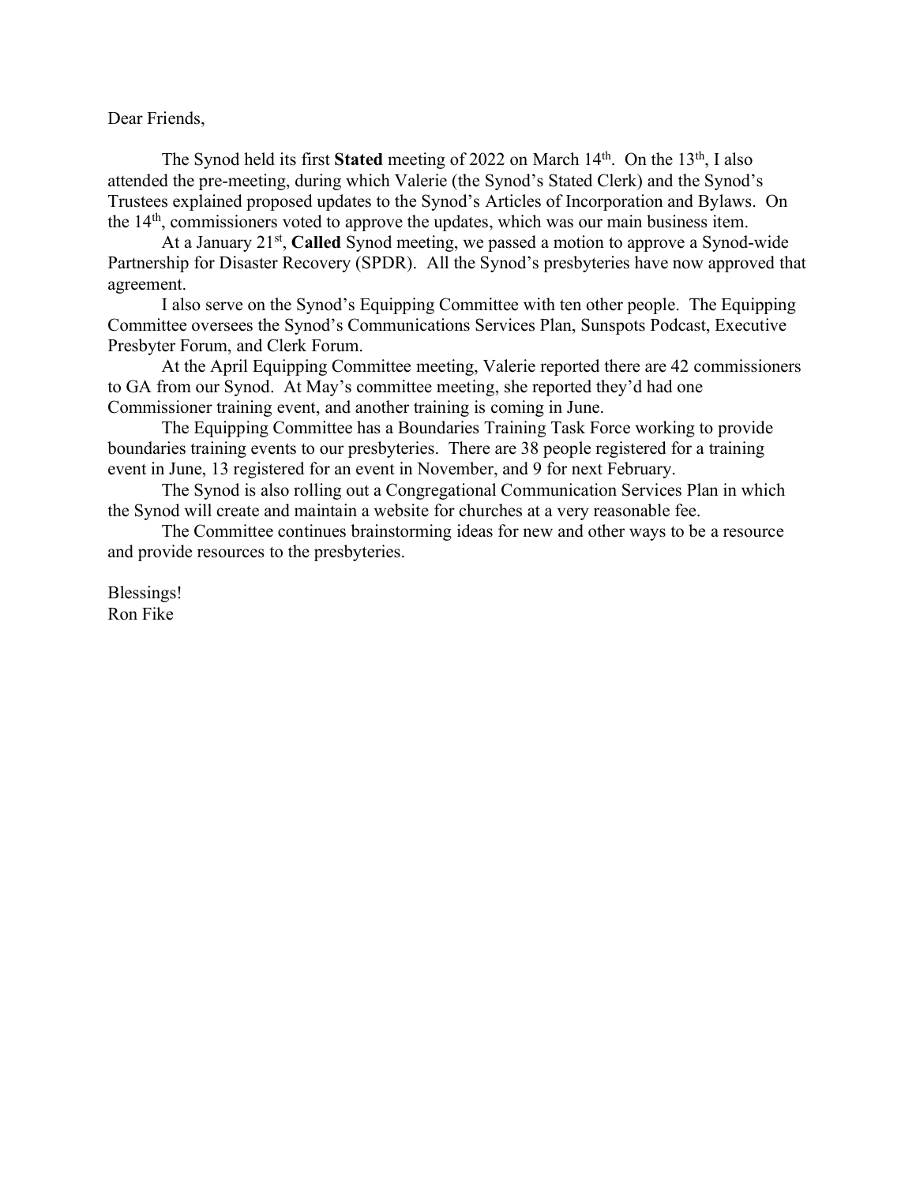Dear Friends,

The Synod held its first **Stated** meeting of 2022 on March 14th. On the 13th, I also attended the pre-meeting, during which Valerie (the Synod's Stated Clerk) and the Synod's Trustees explained proposed updates to the Synod's Articles of Incorporation and Bylaws. On the 14th, commissioners voted to approve the updates, which was our main business item.

At a January 21st, **Called** Synod meeting, we passed a motion to approve a Synod-wide Partnership for Disaster Recovery (SPDR). All the Synod's presbyteries have now approved that agreement.

I also serve on the Synod's Equipping Committee with ten other people. The Equipping Committee oversees the Synod's Communications Services Plan, Sunspots Podcast, Executive Presbyter Forum, and Clerk Forum.

At the April Equipping Committee meeting, Valerie reported there are 42 commissioners to GA from our Synod. At May's committee meeting, she reported they'd had one Commissioner training event, and another training is coming in June.

The Equipping Committee has a Boundaries Training Task Force working to provide boundaries training events to our presbyteries. There are 38 people registered for a training event in June, 13 registered for an event in November, and 9 for next February.

The Synod is also rolling out a Congregational Communication Services Plan in which the Synod will create and maintain a website for churches at a very reasonable fee.

The Committee continues brainstorming ideas for new and other ways to be a resource and provide resources to the presbyteries.

Blessings!
Ron Fike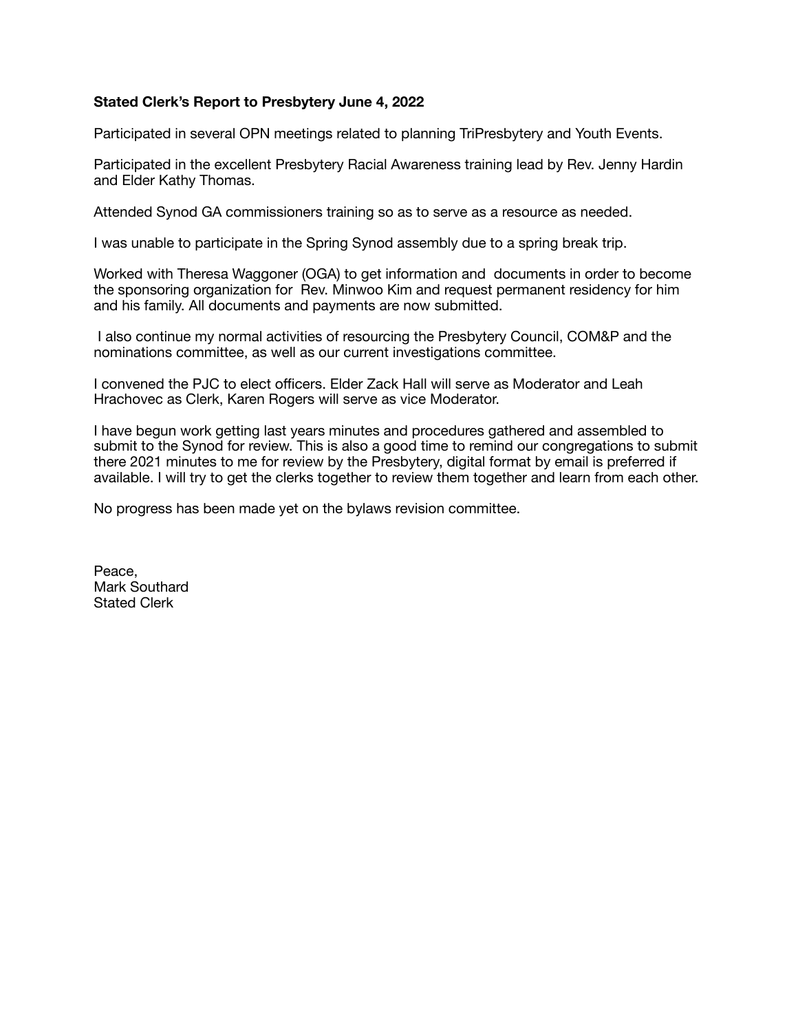**Stated Clerk's Report to Presbytery June 4, 2022**

Participated in several OPN meetings related to planning TriPresbytery and Youth Events.

Participated in the excellent Presbytery Racial Awareness training lead by Rev. Jenny Hardin and Elder Kathy Thomas.

Attended Synod GA commissioners training so as to serve as a resource as needed.

I was unable to participate in the Spring Synod assembly due to a spring break trip.

Worked with Theresa Waggoner (OGA) to get information and documents in order to become the sponsoring organization for Rev. Minwoo Kim and request permanent residency for him and his family. All documents and payments are now submitted.

I also continue my normal activities of resourcing the Presbytery Council, COM&P and the nominations committee, as well as our current investigations committee.

I convened the PJC to elect officers. Elder Zack Hall will serve as Moderator and Leah Hrachovec as Clerk, Karen Rogers will serve as vice Moderator.

I have begun work getting last years minutes and procedures gathered and assembled to submit to the Synod for review. This is also a good time to remind our congregations to submit there 2021 minutes to me for review by the Presbytery, digital format by email is preferred if available. I will try to get the clerks together to review them together and learn from each other.

No progress has been made yet on the bylaws revision committee.

Peace,  
Mark Southard  
Stated Clerk